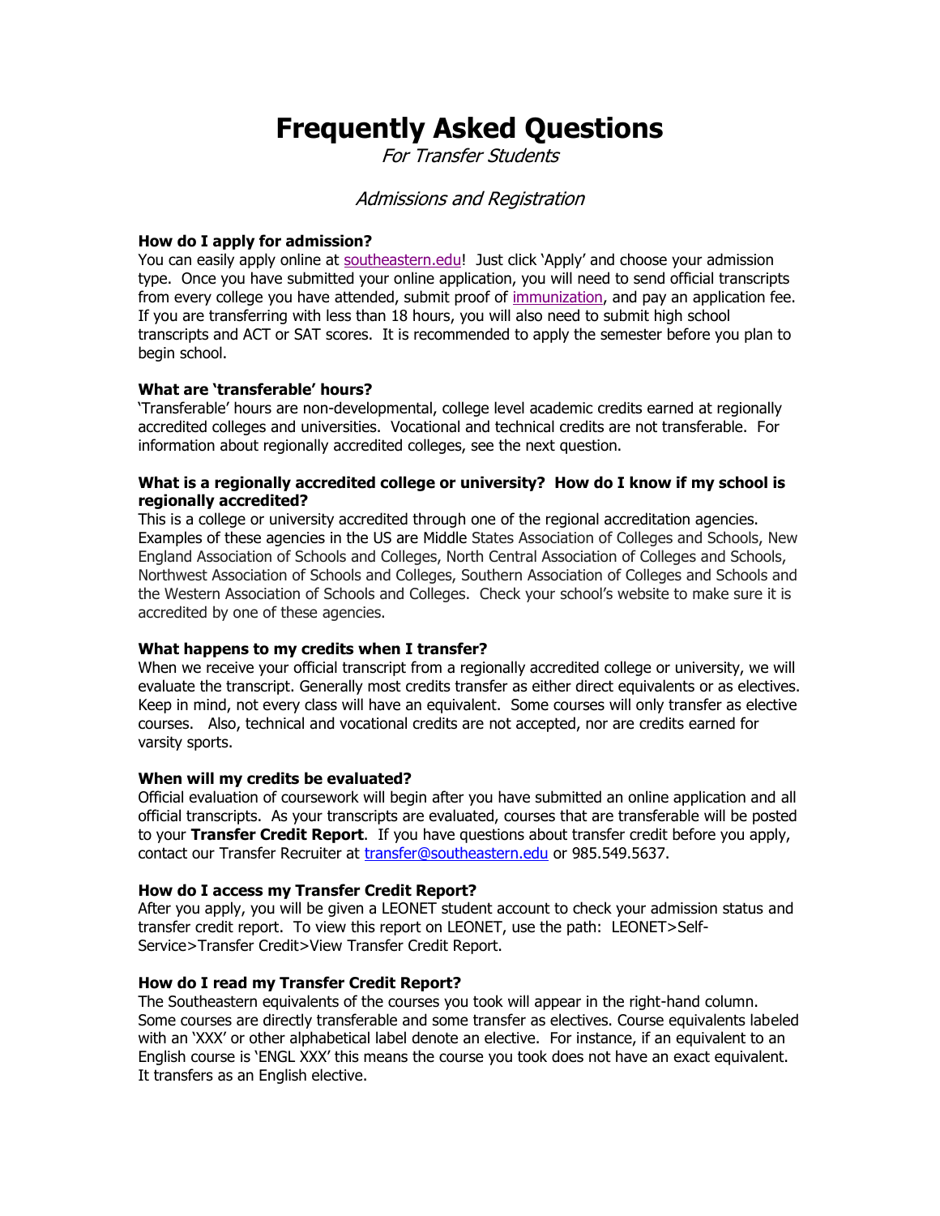# Frequently Asked Questions

*For Transfer Students*

## *Admissions and Registration*

**How do I apply for admission?**

You can easily apply online at [southeastern.edu](southeastern.edu)! Just click 'Apply' and choose your admission type. Once you have submitted your online application, you will need to send official transcripts from every college you have attended, submit proof of [immunization](immunization), and pay an application fee. If you are transferring with less than 18 hours, you will also need to submit high school transcripts and ACT or SAT scores. It is recommended to apply the semester before you plan to begin school.

**What are 'transferable' hours?**

'Transferable' hours are non-developmental, college level academic credits earned at regionally accredited colleges and universities. Vocational and technical credits are not transferable. For information about regionally accredited colleges, see the next question.

**What is a regionally accredited college or university? How do I know if my school is regionally accredited?**

This is a college or university accredited through one of the regional accreditation agencies. Examples of these agencies in the US are Middle States Association of Colleges and Schools, New England Association of Schools and Colleges, North Central Association of Colleges and Schools, Northwest Association of Schools and Colleges, Southern Association of Colleges and Schools and the Western Association of Schools and Colleges. Check your school's website to make sure it is accredited by one of these agencies.

**What happens to my credits when I transfer?**

When we receive your official transcript from a regionally accredited college or university, we will evaluate the transcript. Generally most credits transfer as either direct equivalents or as electives. Keep in mind, not every class will have an equivalent. Some courses will only transfer as elective courses. Also, technical and vocational credits are not accepted, nor are credits earned for varsity sports.

**When will my credits be evaluated?**

Official evaluation of coursework will begin after you have submitted an online application and all official transcripts. As your transcripts are evaluated, courses that are transferable will be posted to your **Transfer Credit Report**. If you have questions about transfer credit before you apply, contact our Transfer Recruiter at [transfer@southeastern.edu](mailto:transfer@southeastern.edu) or 985.549.5637.

**How do I access my Transfer Credit Report?**

After you apply, you will be given a LEONET student account to check your admission status and transfer credit report. To view this report on LEONET, use the path: LEONET>Self-Service>Transfer Credit>View Transfer Credit Report.

**How do I read my Transfer Credit Report?**

The Southeastern equivalents of the courses you took will appear in the right-hand column. Some courses are directly transferable and some transfer as electives. Course equivalents labeled with an 'XXX' or other alphabetical label denote an elective. For instance, if an equivalent to an English course is 'ENGL XXX' this means the course you took does not have an exact equivalent. It transfers as an English elective.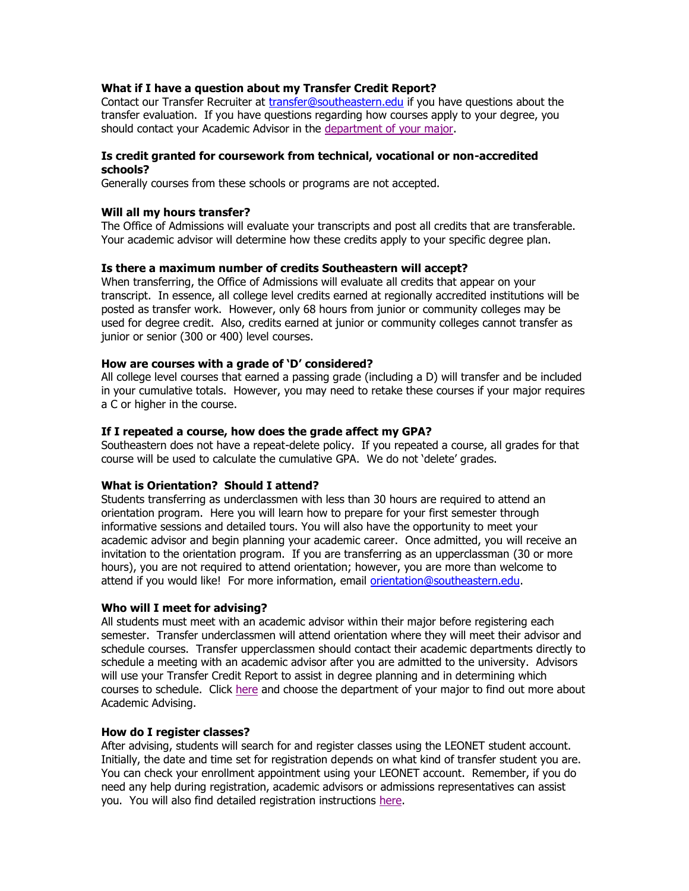**What if I have a question about my Transfer Credit Report?**

Contact our Transfer Recruiter at [transfer@southeastern.edu](mailto:transfer@southeastern.edu) if you have questions about the transfer evaluation. If you have questions regarding how courses apply to your degree, you should contact your Academic Advisor in the department of your major.

**Is credit granted for coursework from technical, vocational or non-accredited schools?**

Generally courses from these schools or programs are not accepted.

**Will all my hours transfer?**

The Office of Admissions will evaluate your transcripts and post all credits that are transferable. Your academic advisor will determine how these credits apply to your specific degree plan.

**Is there a maximum number of credits Southeastern will accept?**

When transferring, the Office of Admissions will evaluate all credits that appear on your transcript. In essence, all college level credits earned at regionally accredited institutions will be posted as transfer work. However, only 68 hours from junior or community colleges may be used for degree credit. Also, credits earned at junior or community colleges cannot transfer as junior or senior (300 or 400) level courses.

**How are courses with a grade of 'D' considered?**

All college level courses that earned a passing grade (including a D) will transfer and be included in your cumulative totals. However, you may need to retake these courses if your major requires a C or higher in the course.

**If I repeated a course, how does the grade affect my GPA?**

Southeastern does not have a repeat-delete policy. If you repeated a course, all grades for that course will be used to calculate the cumulative GPA. We do not 'delete' grades.

**What is Orientation? Should I attend?**

Students transferring as underclassmen with less than 30 hours are required to attend an orientation program. Here you will learn how to prepare for your first semester through informative sessions and detailed tours. You will also have the opportunity to meet your academic advisor and begin planning your academic career. Once admitted, you will receive an invitation to the orientation program. If you are transferring as an upperclassman (30 or more hours), you are not required to attend orientation; however, you are more than welcome to attend if you would like! For more information, email [orientation@southeastern.edu](mailto:orientation@southeastern.edu).

**Who will I meet for advising?**

All students must meet with an academic advisor within their major before registering each semester. Transfer underclassmen will attend orientation where they will meet their advisor and schedule courses. Transfer upperclassmen should contact their academic departments directly to schedule a meeting with an academic advisor after you are admitted to the university. Advisors will use your Transfer Credit Report to assist in degree planning and in determining which courses to schedule. Click here and choose the department of your major to find out more about Academic Advising.

**How do I register classes?**

After advising, students will search for and register classes using the LEONET student account. Initially, the date and time set for registration depends on what kind of transfer student you are. You can check your enrollment appointment using your LEONET account. Remember, if you do need any help during registration, academic advisors or admissions representatives can assist you. You will also find detailed registration instructions here.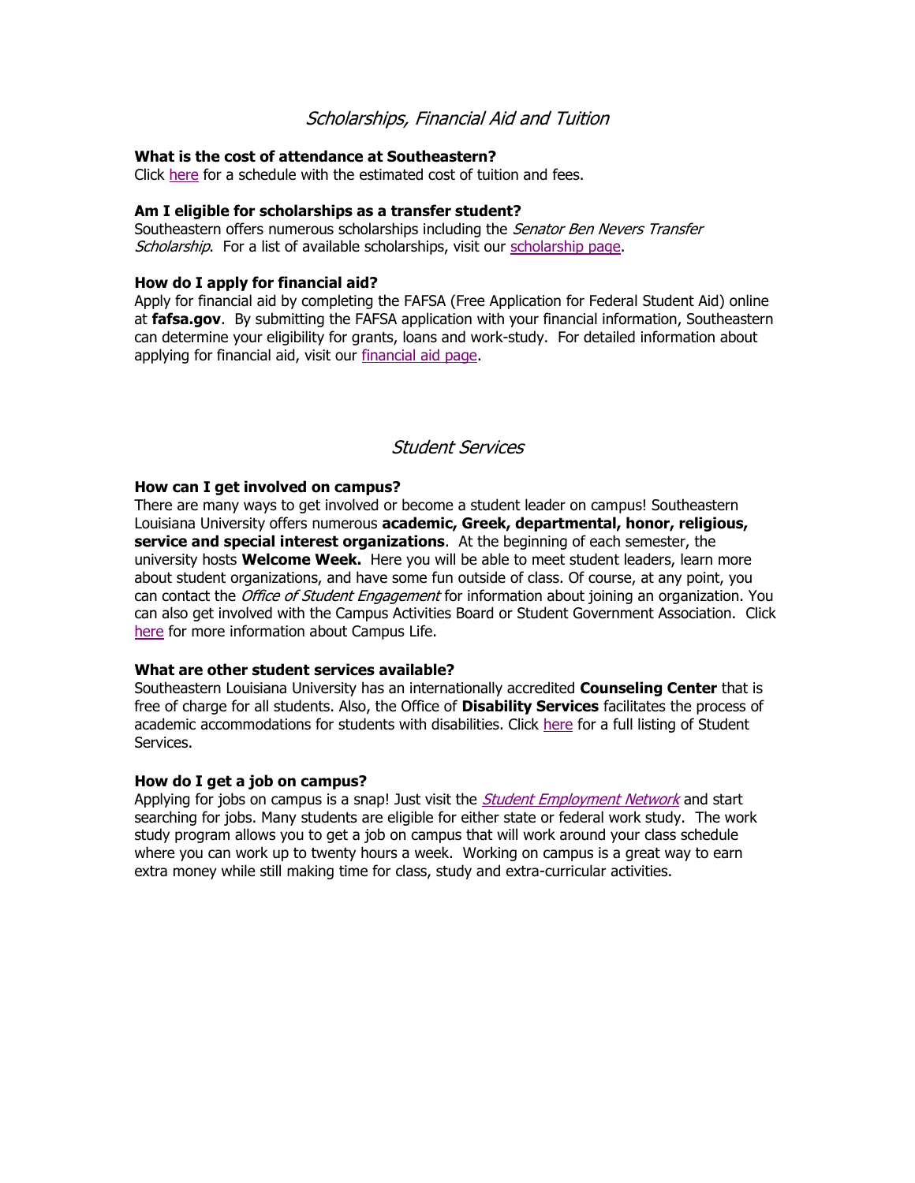## *Scholarships, Financial Aid and Tuition*

**What is the cost of attendance at Southeastern?**
Click here for a schedule with the estimated cost of tuition and fees.

**Am I eligible for scholarships as a transfer student?**
Southeastern offers numerous scholarships including the *Senator Ben Nevers Transfer Scholarship*. For a list of available scholarships, visit our scholarship page.

**How do I apply for financial aid?**
Apply for financial aid by completing the FAFSA (Free Application for Federal Student Aid) online at **fafsa.gov**. By submitting the FAFSA application with your financial information, Southeastern can determine your eligibility for grants, loans and work-study. For detailed information about applying for financial aid, visit our financial aid page.

## *Student Services*

**How can I get involved on campus?**
There are many ways to get involved or become a student leader on campus! Southeastern Louisiana University offers numerous **academic, Greek, departmental, honor, religious, service and special interest organizations**. At the beginning of each semester, the university hosts **Welcome Week.** Here you will be able to meet student leaders, learn more about student organizations, and have some fun outside of class. Of course, at any point, you can contact the *Office of Student Engagement* for information about joining an organization. You can also get involved with the Campus Activities Board or Student Government Association. Click here for more information about Campus Life.

**What are other student services available?**
Southeastern Louisiana University has an internationally accredited **Counseling Center** that is free of charge for all students. Also, the Office of **Disability Services** facilitates the process of academic accommodations for students with disabilities. Click here for a full listing of Student Services.

**How do I get a job on campus?**
Applying for jobs on campus is a snap! Just visit the *Student Employment Network* and start searching for jobs. Many students are eligible for either state or federal work study. The work study program allows you to get a job on campus that will work around your class schedule where you can work up to twenty hours a week. Working on campus is a great way to earn extra money while still making time for class, study and extra-curricular activities.